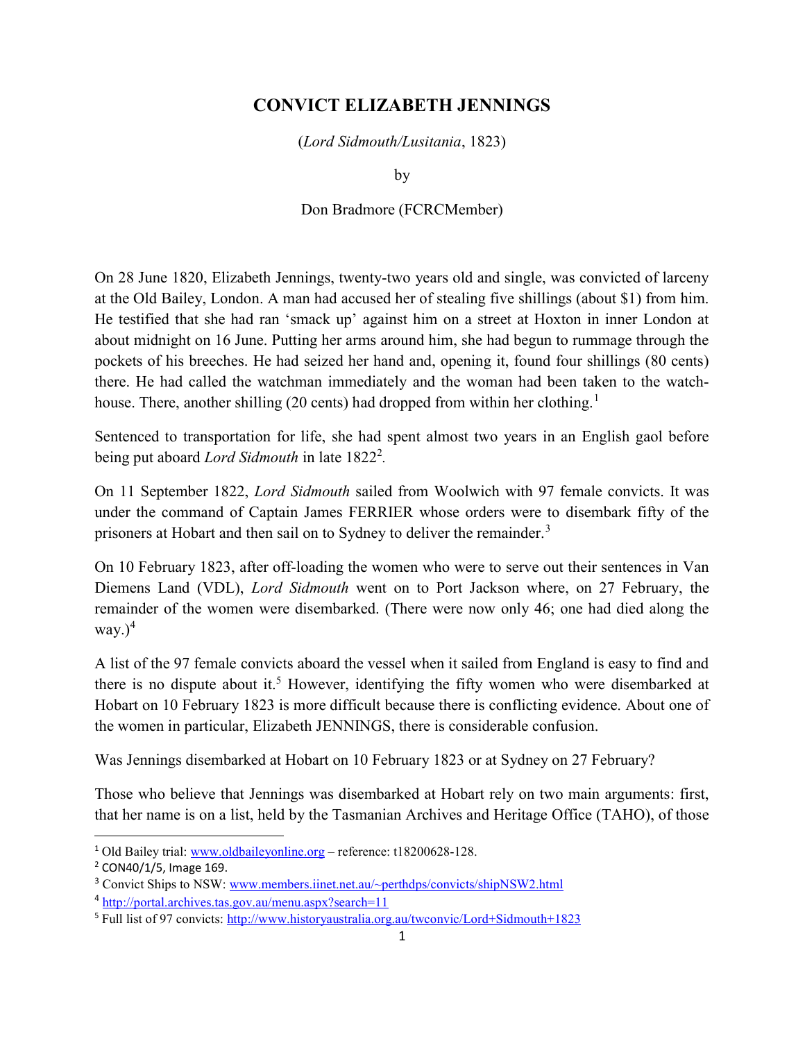# CONVICT ELIZABETH JENNINGS

(*Lord Sidmouth/Lusitania*, 1823)

by

Don Bradmore (FCRCMember)

On 28 June 1820, Elizabeth Jennings, twenty-two years old and single, was convicted of larceny at the Old Bailey, London. A man had accused her of stealing five shillings (about $1) from him. He testified that she had ran 'smack up' against him on a street at Hoxton in inner London at about midnight on 16 June. Putting her arms around him, she had begun to rummage through the pockets of his breeches. He had seized her hand and, opening it, found four shillings (80 cents) there. He had called the watchman immediately and the woman had been taken to the watch-house. There, another shilling (20 cents) had dropped from within her clothing.[1]

Sentenced to transportation for life, she had spent almost two years in an English gaol before being put aboard *Lord Sidmouth* in late 1822[2].

On 11 September 1822, *Lord Sidmouth* sailed from Woolwich with 97 female convicts. It was under the command of Captain James FERRIER whose orders were to disembark fifty of the prisoners at Hobart and then sail on to Sydney to deliver the remainder.[3]

On 10 February 1823, after off-loading the women who were to serve out their sentences in Van Diemens Land (VDL), *Lord Sidmouth* went on to Port Jackson where, on 27 February, the remainder of the women were disembarked. (There were now only 46; one had died along the way.)[4]

A list of the 97 female convicts aboard the vessel when it sailed from England is easy to find and there is no dispute about it.[5] However, identifying the fifty women who were disembarked at Hobart on 10 February 1823 is more difficult because there is conflicting evidence. About one of the women in particular, Elizabeth JENNINGS, there is considerable confusion.

Was Jennings disembarked at Hobart on 10 February 1823 or at Sydney on 27 February?

Those who believe that Jennings was disembarked at Hobart rely on two main arguments: first, that her name is on a list, held by the Tasmanian Archives and Heritage Office (TAHO), of those

---

[1] Old Bailey trial: www.oldbaileyonline.org – reference: t18200628-128.

[2] CON40/1/5, Image 169.

[3] Convict Ships to NSW: www.members.iinet.net.au/~perthdps/convicts/shipNSW2.html

[4] http://portal.archives.tas.gov.au/menu.aspx?search=11

[5] Full list of 97 convicts: http://www.historyaustralia.org.au/twconvic/Lord+Sidmouth+1823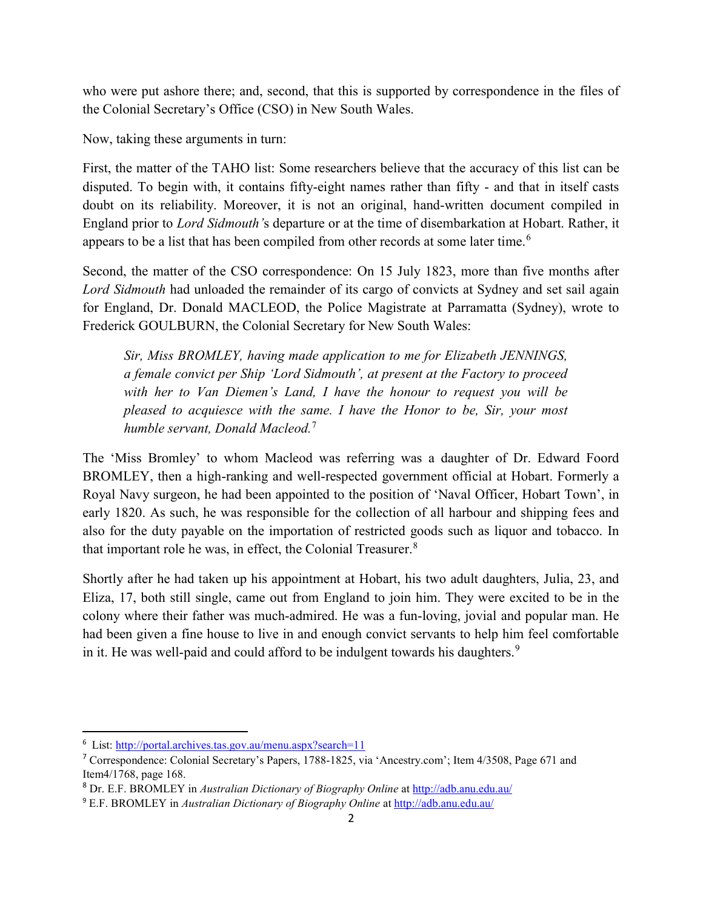who were put ashore there; and, second, that this is supported by correspondence in the files of the Colonial Secretary's Office (CSO) in New South Wales.

Now, taking these arguments in turn:

First, the matter of the TAHO list: Some researchers believe that the accuracy of this list can be disputed. To begin with, it contains fifty-eight names rather than fifty - and that in itself casts doubt on its reliability. Moreover, it is not an original, hand-written document compiled in England prior to *Lord Sidmouth'*s departure or at the time of disembarkation at Hobart. Rather, it appears to be a list that has been compiled from other records at some later time.[6]

Second, the matter of the CSO correspondence: On 15 July 1823, more than five months after *Lord Sidmouth* had unloaded the remainder of its cargo of convicts at Sydney and set sail again for England, Dr. Donald MACLEOD, the Police Magistrate at Parramatta (Sydney), wrote to Frederick GOULBURN, the Colonial Secretary for New South Wales:

> *Sir, Miss BROMLEY, having made application to me for Elizabeth JENNINGS, a female convict per Ship 'Lord Sidmouth', at present at the Factory to proceed with her to Van Diemen's Land, I have the honour to request you will be pleased to acquiesce with the same. I have the Honor to be, Sir, your most humble servant, Donald Macleod.*[7]

The 'Miss Bromley' to whom Macleod was referring was a daughter of Dr. Edward Foord BROMLEY, then a high-ranking and well-respected government official at Hobart. Formerly a Royal Navy surgeon, he had been appointed to the position of 'Naval Officer, Hobart Town', in early 1820. As such, he was responsible for the collection of all harbour and shipping fees and also for the duty payable on the importation of restricted goods such as liquor and tobacco. In that important role he was, in effect, the Colonial Treasurer.[8]

Shortly after he had taken up his appointment at Hobart, his two adult daughters, Julia, 23, and Eliza, 17, both still single, came out from England to join him. They were excited to be in the colony where their father was much-admired. He was a fun-loving, jovial and popular man. He had been given a fine house to live in and enough convict servants to help him feel comfortable in it. He was well-paid and could afford to be indulgent towards his daughters.[9]

---

[6] List: http://portal.archives.tas.gov.au/menu.aspx?search=11

[7] Correspondence: Colonial Secretary's Papers, 1788-1825, via 'Ancestry.com'; Item 4/3508, Page 671 and Item4/1768, page 168.

[8] Dr. E.F. BROMLEY in *Australian Dictionary of Biography Online* at http://adb.anu.edu.au/

[9] E.F. BROMLEY in *Australian Dictionary of Biography Online* at http://adb.anu.edu.au/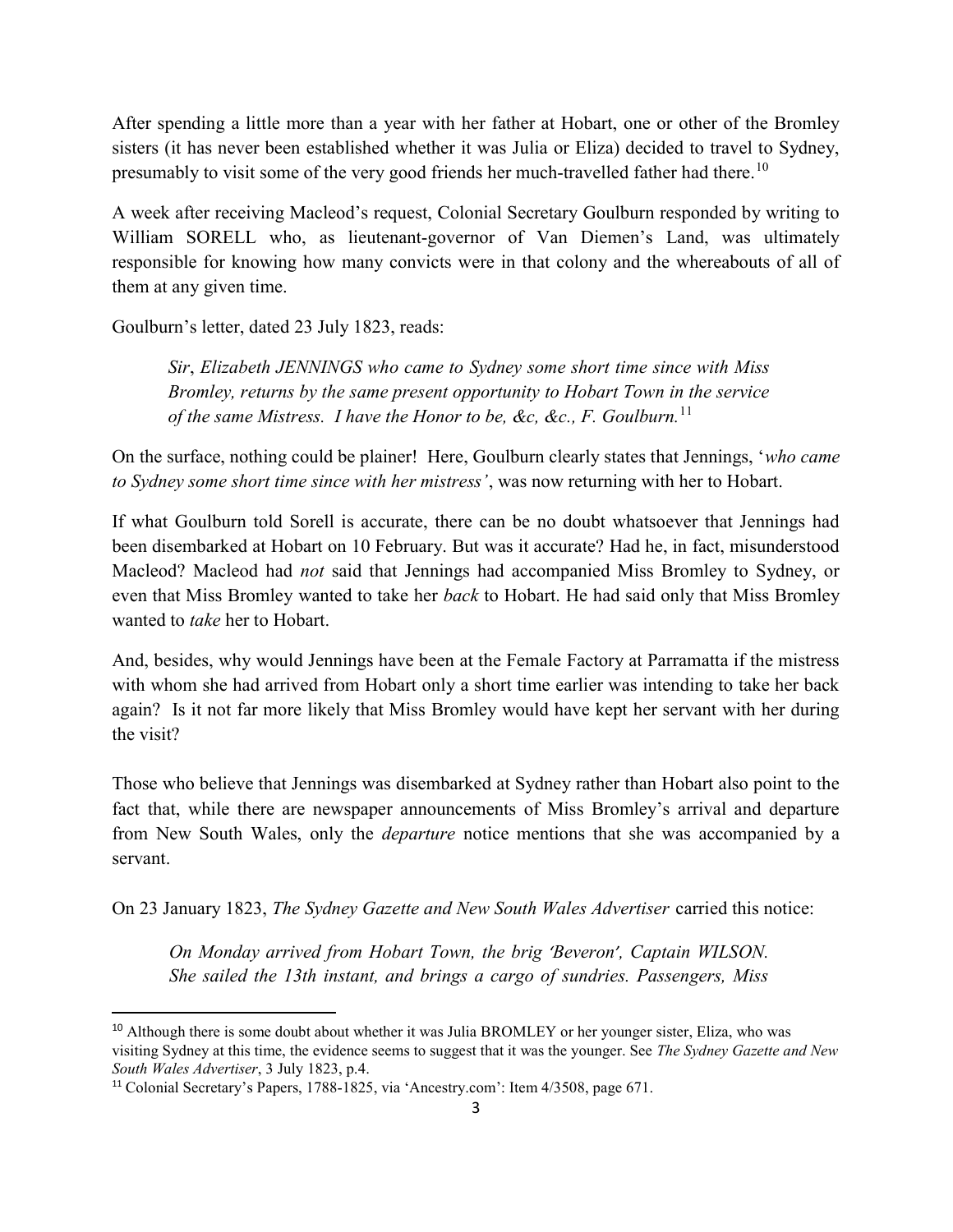After spending a little more than a year with her father at Hobart, one or other of the Bromley sisters (it has never been established whether it was Julia or Eliza) decided to travel to Sydney, presumably to visit some of the very good friends her much-travelled father had there.[10]

A week after receiving Macleod's request, Colonial Secretary Goulburn responded by writing to William SORELL who, as lieutenant-governor of Van Diemen's Land, was ultimately responsible for knowing how many convicts were in that colony and the whereabouts of all of them at any given time.

Goulburn's letter, dated 23 July 1823, reads:

> *Sir*, *Elizabeth JENNINGS who came to Sydney some short time since with Miss Bromley, returns by the same present opportunity to Hobart Town in the service of the same Mistress. I have the Honor to be, &c, &c., F. Goulburn.*[11]

On the surface, nothing could be plainer! Here, Goulburn clearly states that Jennings, '*who came to Sydney some short time since with her mistress'*, was now returning with her to Hobart.

If what Goulburn told Sorell is accurate, there can be no doubt whatsoever that Jennings had been disembarked at Hobart on 10 February. But was it accurate? Had he, in fact, misunderstood Macleod? Macleod had *not* said that Jennings had accompanied Miss Bromley to Sydney, or even that Miss Bromley wanted to take her *back* to Hobart. He had said only that Miss Bromley wanted to *take* her to Hobart.

And, besides, why would Jennings have been at the Female Factory at Parramatta if the mistress with whom she had arrived from Hobart only a short time earlier was intending to take her back again? Is it not far more likely that Miss Bromley would have kept her servant with her during the visit?

Those who believe that Jennings was disembarked at Sydney rather than Hobart also point to the fact that, while there are newspaper announcements of Miss Bromley's arrival and departure from New South Wales, only the *departure* notice mentions that she was accompanied by a servant.

On 23 January 1823, *The Sydney Gazette and New South Wales Advertiser* carried this notice:

> *On Monday arrived from Hobart Town, the brig 'Beveron', Captain WILSON. She sailed the 13th instant, and brings a cargo of sundries. Passengers, Miss*

---

[10] Although there is some doubt about whether it was Julia BROMLEY or her younger sister, Eliza, who was visiting Sydney at this time, the evidence seems to suggest that it was the younger. See *The Sydney Gazette and New South Wales Advertiser*, 3 July 1823, p.4.

[11] Colonial Secretary's Papers, 1788-1825, via 'Ancestry.com': Item 4/3508, page 671.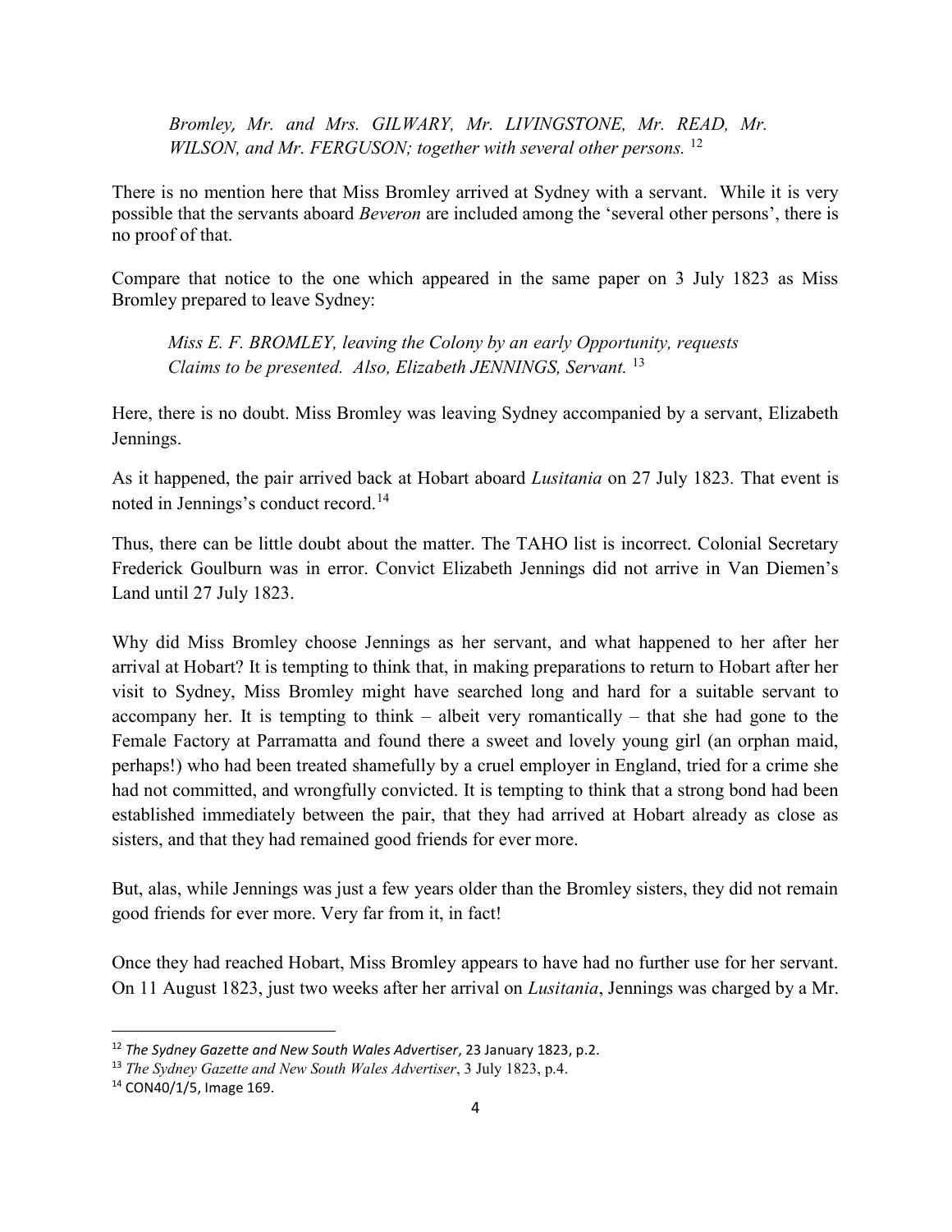> *Bromley, Mr. and Mrs. GILWARY, Mr. LIVINGSTONE, Mr. READ, Mr. WILSON, and Mr. FERGUSON; together with several other persons.* [12]

There is no mention here that Miss Bromley arrived at Sydney with a servant. While it is very possible that the servants aboard *Beveron* are included among the 'several other persons', there is no proof of that.

Compare that notice to the one which appeared in the same paper on 3 July 1823 as Miss Bromley prepared to leave Sydney:

> *Miss E. F. BROMLEY, leaving the Colony by an early Opportunity, requests Claims to be presented. Also, Elizabeth JENNINGS, Servant.* [13]

Here, there is no doubt. Miss Bromley was leaving Sydney accompanied by a servant, Elizabeth Jennings.

As it happened, the pair arrived back at Hobart aboard *Lusitania* on 27 July 1823. That event is noted in Jennings's conduct record.[14]

Thus, there can be little doubt about the matter. The TAHO list is incorrect. Colonial Secretary Frederick Goulburn was in error. Convict Elizabeth Jennings did not arrive in Van Diemen's Land until 27 July 1823.

Why did Miss Bromley choose Jennings as her servant, and what happened to her after her arrival at Hobart? It is tempting to think that, in making preparations to return to Hobart after her visit to Sydney, Miss Bromley might have searched long and hard for a suitable servant to accompany her. It is tempting to think – albeit very romantically – that she had gone to the Female Factory at Parramatta and found there a sweet and lovely young girl (an orphan maid, perhaps!) who had been treated shamefully by a cruel employer in England, tried for a crime she had not committed, and wrongfully convicted. It is tempting to think that a strong bond had been established immediately between the pair, that they had arrived at Hobart already as close as sisters, and that they had remained good friends for ever more.

But, alas, while Jennings was just a few years older than the Bromley sisters, they did not remain good friends for ever more. Very far from it, in fact!

Once they had reached Hobart, Miss Bromley appears to have had no further use for her servant. On 11 August 1823, just two weeks after her arrival on *Lusitania*, Jennings was charged by a Mr.

---

[12] *The Sydney Gazette and New South Wales Advertiser*, 23 January 1823, p.2.

[13] *The Sydney Gazette and New South Wales Advertiser*, 3 July 1823, p.4.

[14] CON40/1/5, Image 169.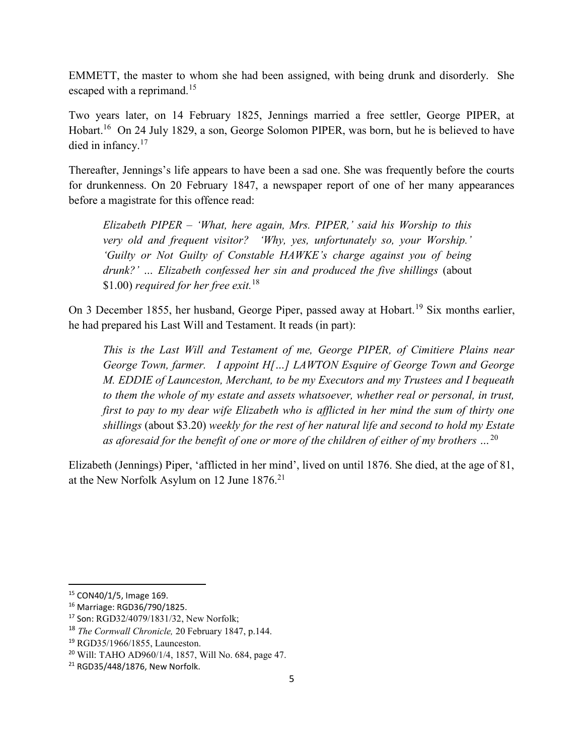EMMETT, the master to whom she had been assigned, with being drunk and disorderly. She escaped with a reprimand.[15]

Two years later, on 14 February 1825, Jennings married a free settler, George PIPER, at Hobart.[16] On 24 July 1829, a son, George Solomon PIPER, was born, but he is believed to have died in infancy.[17]

Thereafter, Jennings's life appears to have been a sad one. She was frequently before the courts for drunkenness. On 20 February 1847, a newspaper report of one of her many appearances before a magistrate for this offence read:

> *Elizabeth PIPER – 'What, here again, Mrs. PIPER,' said his Worship to this very old and frequent visitor? 'Why, yes, unfortunately so, your Worship.' 'Guilty or Not Guilty of Constable HAWKE's charge against you of being drunk?' … Elizabeth confessed her sin and produced the five shillings* (about $1.00) *required for her free exit.*[18]

On 3 December 1855, her husband, George Piper, passed away at Hobart.[19] Six months earlier, he had prepared his Last Will and Testament. It reads (in part):

> *This is the Last Will and Testament of me, George PIPER, of Cimitiere Plains near George Town, farmer. I appoint H[…] LAWTON Esquire of George Town and George M. EDDIE of Launceston, Merchant, to be my Executors and my Trustees and I bequeath to them the whole of my estate and assets whatsoever, whether real or personal, in trust, first to pay to my dear wife Elizabeth who is afflicted in her mind the sum of thirty one shillings* (about $3.20) *weekly for the rest of her natural life and second to hold my Estate as aforesaid for the benefit of one or more of the children of either of my brothers …*[20]

Elizabeth (Jennings) Piper, 'afflicted in her mind', lived on until 1876. She died, at the age of 81, at the New Norfolk Asylum on 12 June 1876.[21]

---

[15] CON40/1/5, Image 169.

[16] Marriage: RGD36/790/1825.

[17] Son: RGD32/4079/1831/32, New Norfolk;

[18] *The Cornwall Chronicle,* 20 February 1847, p.144.

[19] RGD35/1966/1855, Launceston.

[20] Will: TAHO AD960/1/4, 1857, Will No. 684, page 47.

[21] RGD35/448/1876, New Norfolk.